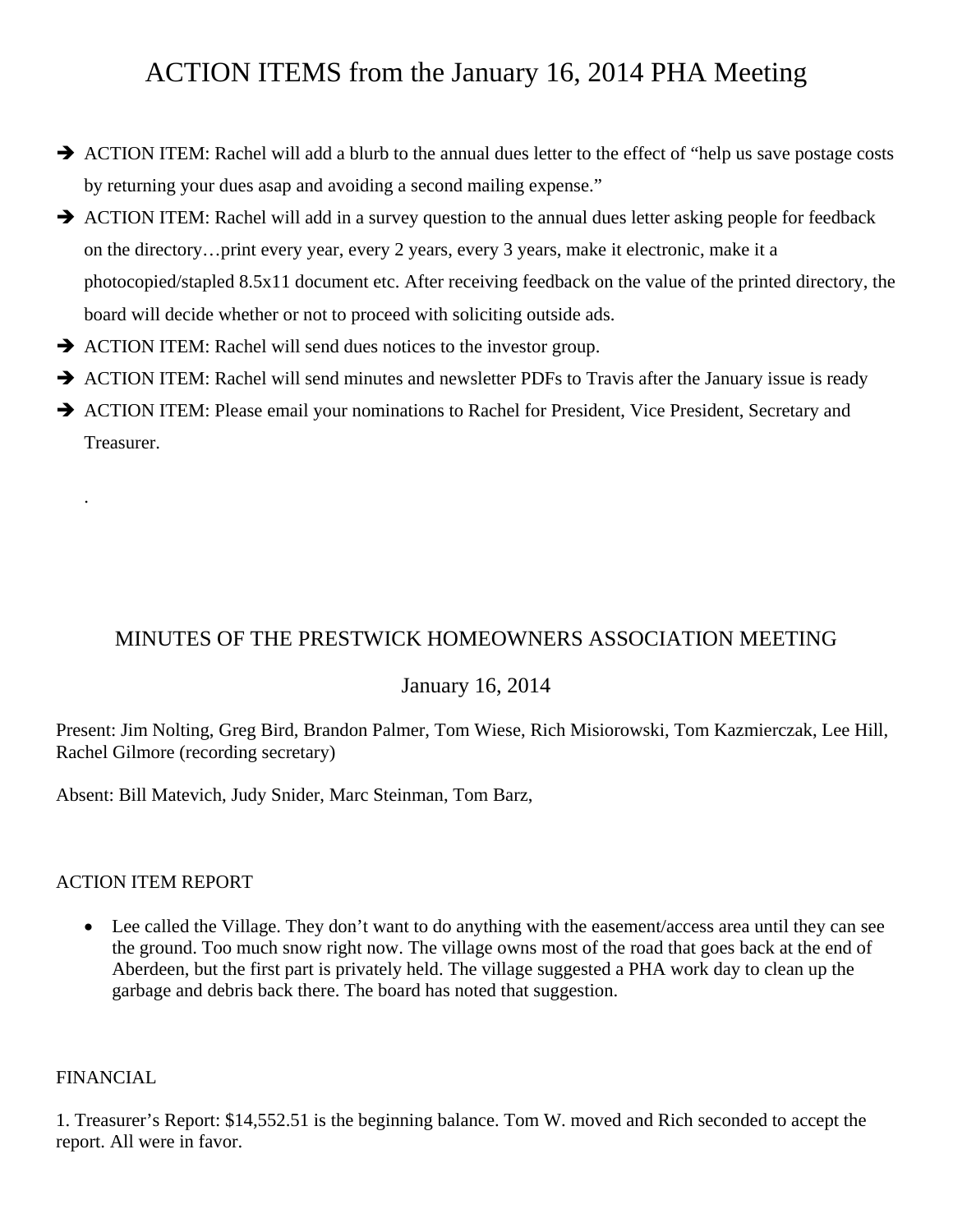# ACTION ITEMS from the January 16, 2014 PHA Meeting

- ➔ ACTION ITEM: Rachel will add a blurb to the annual dues letter to the effect of "help us save postage costs by returning your dues asap and avoiding a second mailing expense."
- ➔ ACTION ITEM: Rachel will add in a survey question to the annual dues letter asking people for feedback on the directory…print every year, every 2 years, every 3 years, make it electronic, make it a photocopied/stapled 8.5x11 document etc. After receiving feedback on the value of the printed directory, the board will decide whether or not to proceed with soliciting outside ads.
- ➔ ACTION ITEM: Rachel will send dues notices to the investor group.
- ➔ ACTION ITEM: Rachel will send minutes and newsletter PDFs to Travis after the January issue is ready
- ➔ ACTION ITEM: Please email your nominations to Rachel for President, Vice President, Secretary and Treasurer.

.

## MINUTES OF THE PRESTWICK HOMEOWNERS ASSOCIATION MEETING

### January 16, 2014

Present: Jim Nolting, Greg Bird, Brandon Palmer, Tom Wiese, Rich Misiorowski, Tom Kazmierczak, Lee Hill, Rachel Gilmore (recording secretary)

Absent: Bill Matevich, Judy Snider, Marc Steinman, Tom Barz,

ACTION ITEM REPORT

- Lee called the Village. They don't want to do anything with the easement/access area until they can see the ground. Too much snow right now. The village owns most of the road that goes back at the end of Aberdeen, but the first part is privately held. The village suggested a PHA work day to clean up the garbage and debris back there. The board has noted that suggestion.

FINANCIAL

1. Treasurer's Report: $14,552.51 is the beginning balance. Tom W. moved and Rich seconded to accept the report. All were in favor.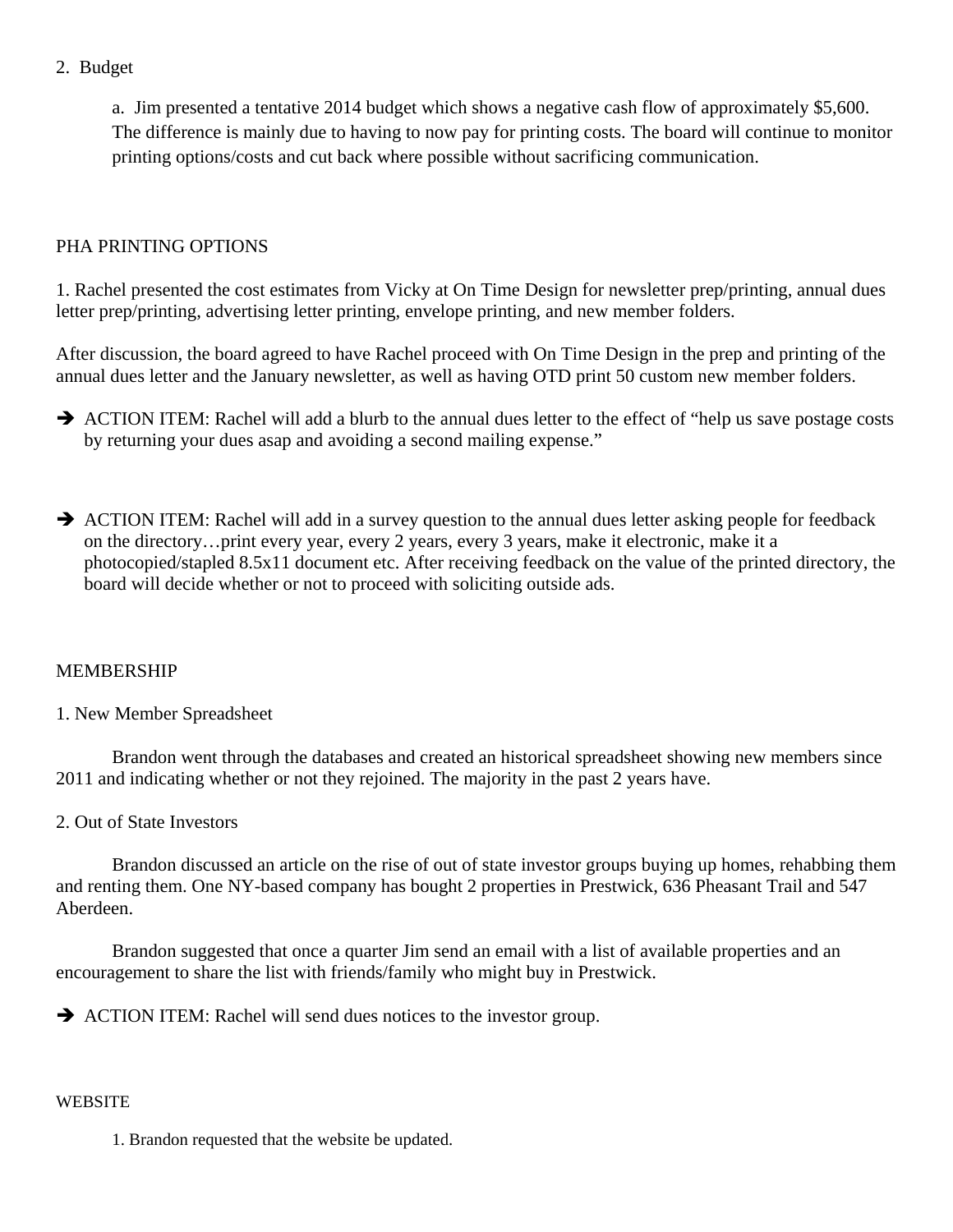2. Budget

a. Jim presented a tentative 2014 budget which shows a negative cash flow of approximately $5,600. The difference is mainly due to having to now pay for printing costs. The board will continue to monitor printing options/costs and cut back where possible without sacrificing communication.

PHA PRINTING OPTIONS

1. Rachel presented the cost estimates from Vicky at On Time Design for newsletter prep/printing, annual dues letter prep/printing, advertising letter printing, envelope printing, and new member folders.

After discussion, the board agreed to have Rachel proceed with On Time Design in the prep and printing of the annual dues letter and the January newsletter, as well as having OTD print 50 custom new member folders.

- ➔ ACTION ITEM: Rachel will add a blurb to the annual dues letter to the effect of "help us save postage costs by returning your dues asap and avoiding a second mailing expense."

- ➔ ACTION ITEM: Rachel will add in a survey question to the annual dues letter asking people for feedback on the directory…print every year, every 2 years, every 3 years, make it electronic, make it a photocopied/stapled 8.5x11 document etc. After receiving feedback on the value of the printed directory, the board will decide whether or not to proceed with soliciting outside ads.

MEMBERSHIP

1. New Member Spreadsheet

Brandon went through the databases and created an historical spreadsheet showing new members since 2011 and indicating whether or not they rejoined. The majority in the past 2 years have.

2. Out of State Investors

Brandon discussed an article on the rise of out of state investor groups buying up homes, rehabbing them and renting them. One NY-based company has bought 2 properties in Prestwick, 636 Pheasant Trail and 547 Aberdeen.

Brandon suggested that once a quarter Jim send an email with a list of available properties and an encouragement to share the list with friends/family who might buy in Prestwick.

- ➔ ACTION ITEM: Rachel will send dues notices to the investor group.

WEBSITE

1. Brandon requested that the website be updated.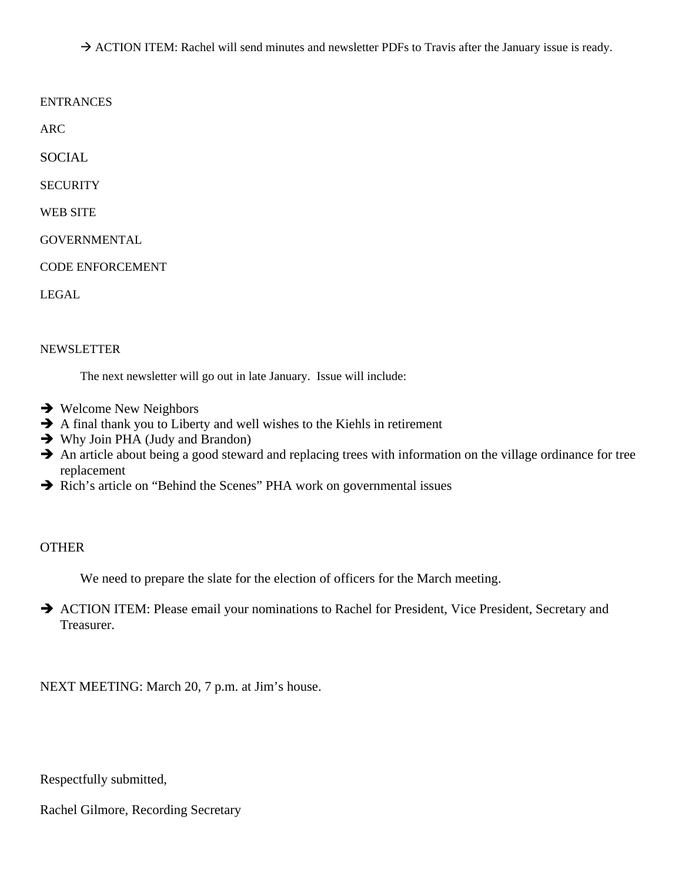→ ACTION ITEM: Rachel will send minutes and newsletter PDFs to Travis after the January issue is ready.

ENTRANCES

ARC

SOCIAL

SECURITY

WEB SITE

GOVERNMENTAL

CODE ENFORCEMENT

LEGAL

NEWSLETTER

The next newsletter will go out in late January. Issue will include:

- ➔ Welcome New Neighbors
- ➔ A final thank you to Liberty and well wishes to the Kiehls in retirement
- ➔ Why Join PHA (Judy and Brandon)
- ➔ An article about being a good steward and replacing trees with information on the village ordinance for tree replacement
- ➔ Rich's article on "Behind the Scenes" PHA work on governmental issues

OTHER

We need to prepare the slate for the election of officers for the March meeting.

- ➔ ACTION ITEM: Please email your nominations to Rachel for President, Vice President, Secretary and Treasurer.

NEXT MEETING: March 20, 7 p.m. at Jim's house.

Respectfully submitted,

Rachel Gilmore, Recording Secretary